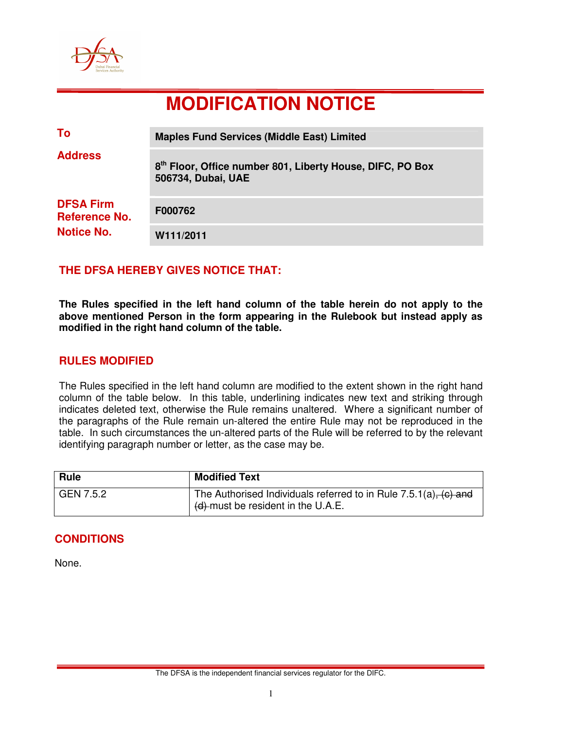# MODIFICATION NOTICE

| | |
|---|---|
| **To** | **Maples Fund Services (Middle East) Limited** |
| **Address** | **8th Floor, Office number 801, Liberty House, DIFC, PO Box 506734, Dubai, UAE** |
| **DFSA Firm Reference No.** | **F000762** |
| **Notice No.** | **W111/2011** |

## THE DFSA HEREBY GIVES NOTICE THAT:

**The Rules specified in the left hand column of the table herein do not apply to the above mentioned Person in the form appearing in the Rulebook but instead apply as modified in the right hand column of the table.**

## RULES MODIFIED

The Rules specified in the left hand column are modified to the extent shown in the right hand column of the table below. In this table, underlining indicates new text and striking through indicates deleted text, otherwise the Rule remains unaltered. Where a significant number of the paragraphs of the Rule remain un-altered the entire Rule may not be reproduced in the table. In such circumstances the un-altered parts of the Rule will be referred to by the relevant identifying paragraph number or letter, as the case may be.

| Rule | Modified Text |
|---|---|
| GEN 7.5.2 | The Authorised Individuals referred to in Rule 7.5.1(a)~~, (c) and (d)~~ must be resident in the U.A.E. |

## CONDITIONS

None.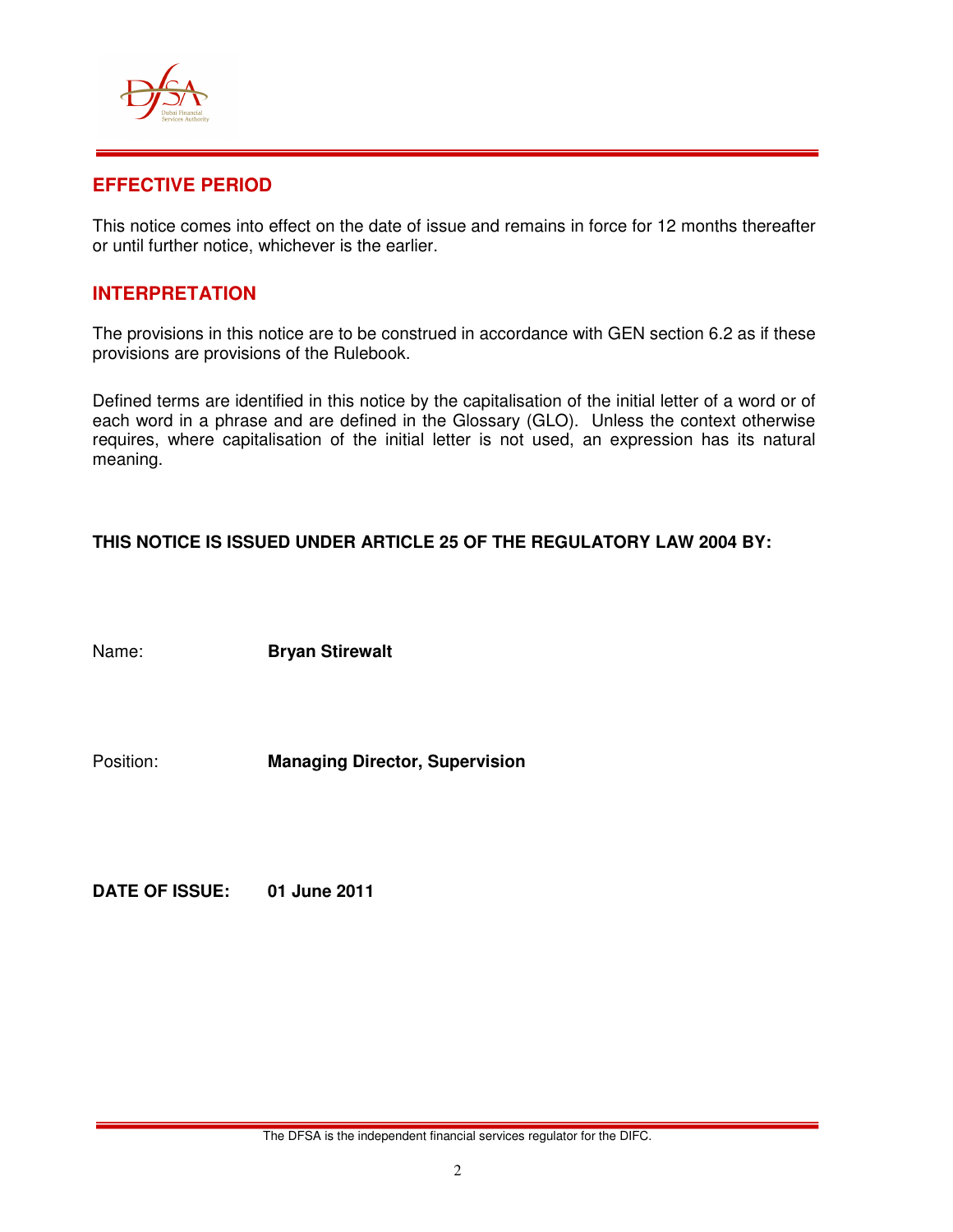## EFFECTIVE PERIOD

This notice comes into effect on the date of issue and remains in force for 12 months thereafter or until further notice, whichever is the earlier.

## INTERPRETATION

The provisions in this notice are to be construed in accordance with GEN section 6.2 as if these provisions are provisions of the Rulebook.

Defined terms are identified in this notice by the capitalisation of the initial letter of a word or of each word in a phrase and are defined in the Glossary (GLO). Unless the context otherwise requires, where capitalisation of the initial letter is not used, an expression has its natural meaning.

**THIS NOTICE IS ISSUED UNDER ARTICLE 25 OF THE REGULATORY LAW 2004 BY:**

Name: **Bryan Stirewalt**

Position: **Managing Director, Supervision**

**DATE OF ISSUE: 01 June 2011**

The DFSA is the independent financial services regulator for the DIFC.